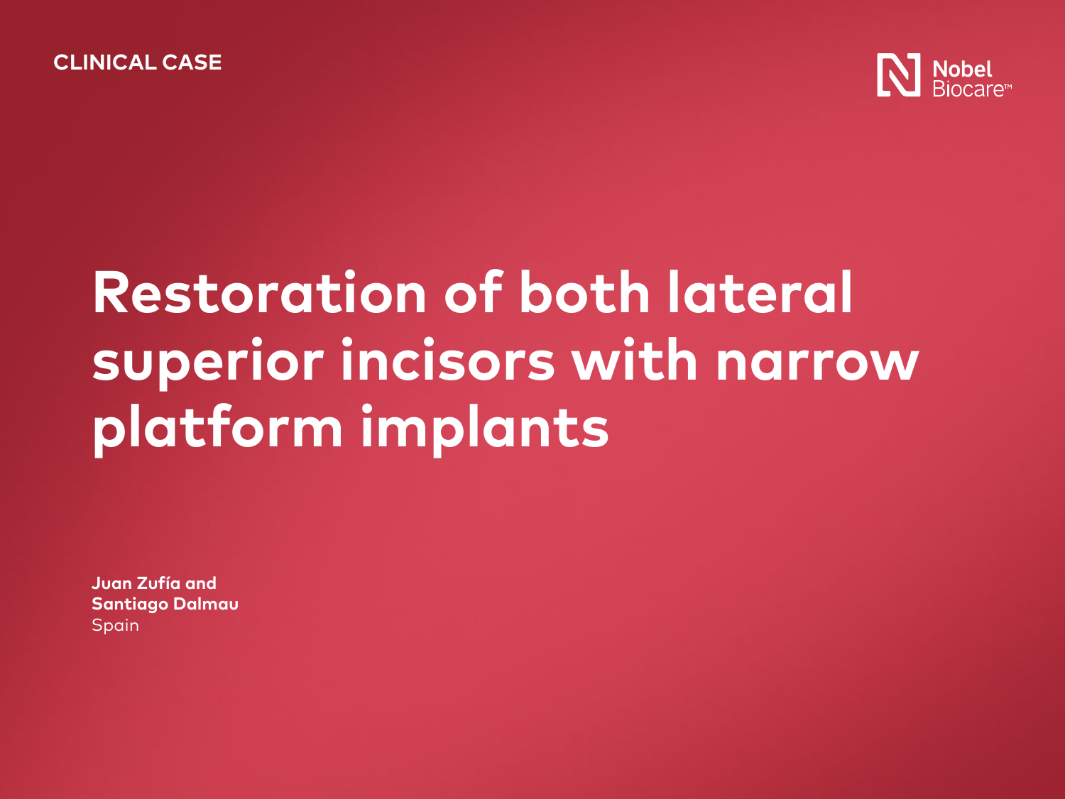CLINICAL CASE

Nobel Biocare™

# Restoration of both lateral superior incisors with narrow platform implants

**Juan Zufía and**
**Santiago Dalmau**
Spain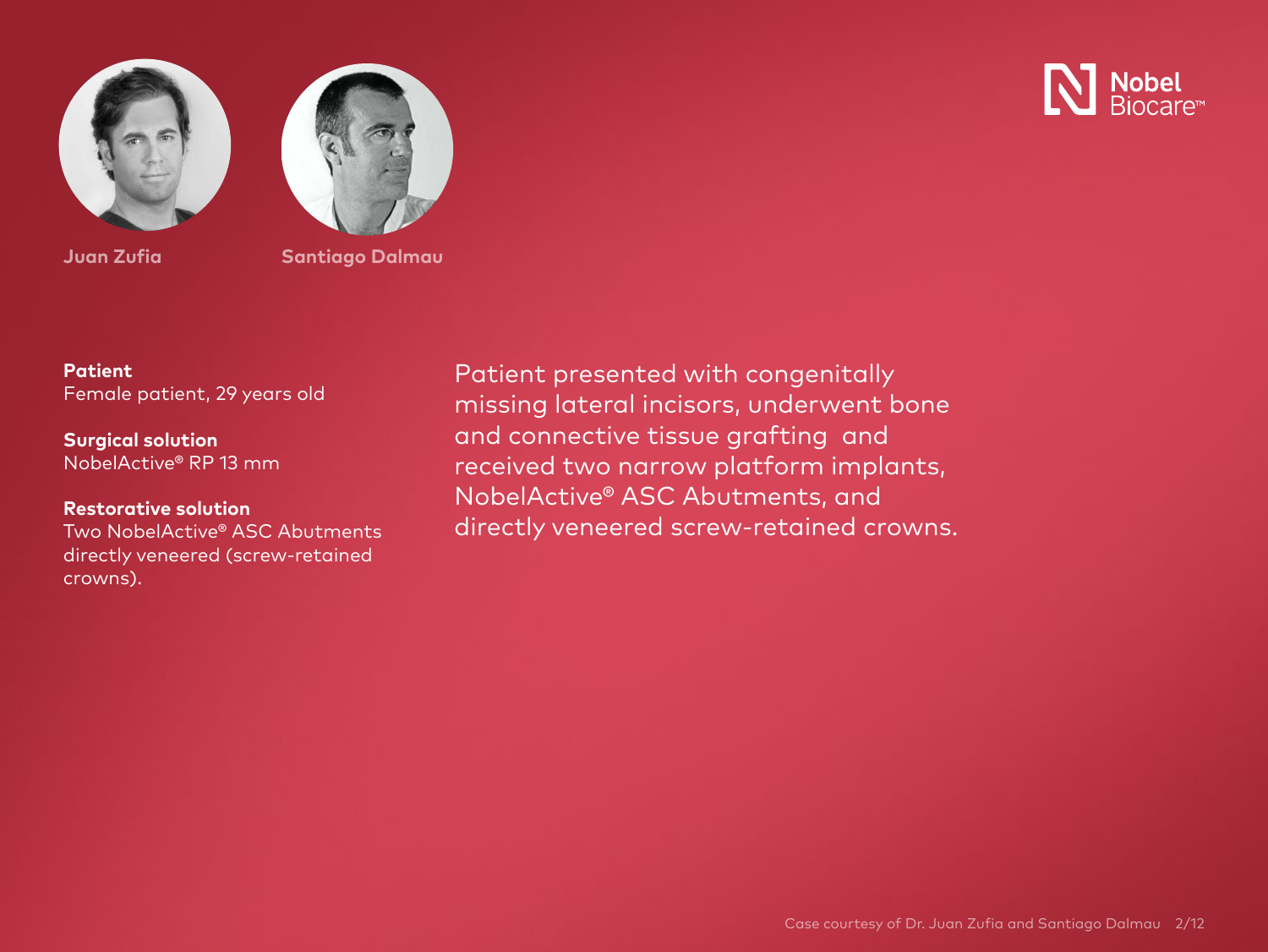Juan Zufia

Santiago Dalmau

**Patient**
Female patient, 29 years old

**Surgical solution**
NobelActive® RP 13 mm

**Restorative solution**
Two NobelActive® ASC Abutments directly veneered (screw-retained crowns).

Patient presented with congenitally missing lateral incisors, underwent bone and connective tissue grafting and received two narrow platform implants, NobelActive® ASC Abutments, and directly veneered screw-retained crowns.

Case courtesy of Dr. Juan Zufia and Santiago Dalmau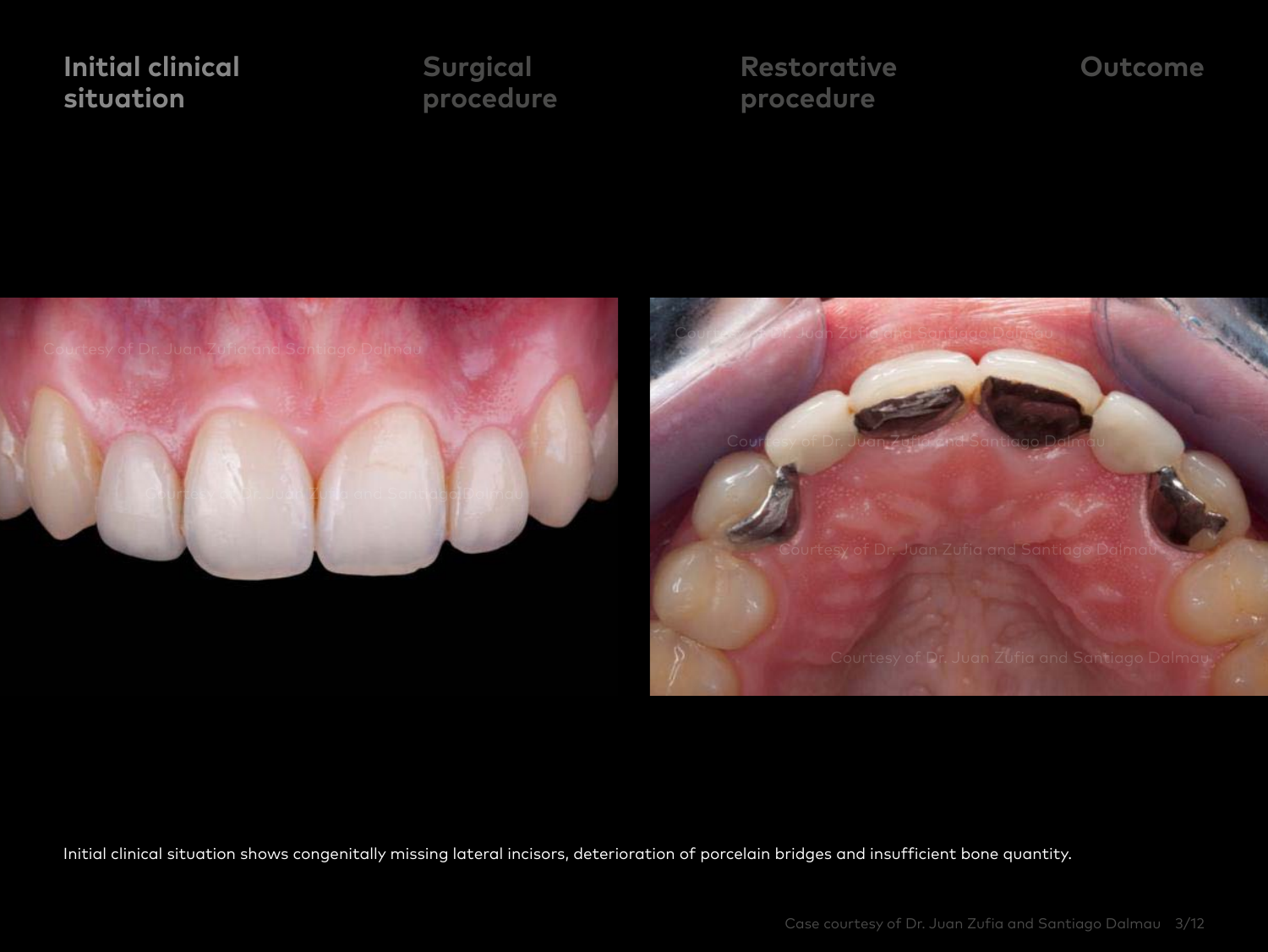Initial clinical situation

Surgical procedure

Restorative procedure

Outcome

Initial clinical situation shows congenitally missing lateral incisors, deterioration of porcelain bridges and insufficient bone quantity.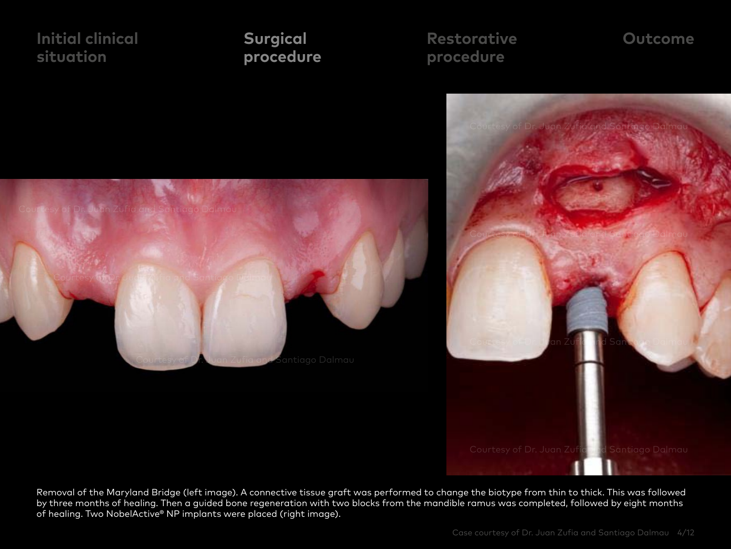Initial clinical situation | **Surgical procedure** | Restorative procedure | Outcome

Removal of the Maryland Bridge (left image). A connective tissue graft was performed to change the biotype from thin to thick. This was followed by three months of healing. Then a guided bone regeneration with two blocks from the mandible ramus was completed, followed by eight months of healing. Two NobelActive® NP implants were placed (right image).

Case courtesy of Dr. Juan Zufia and Santiago Dalmau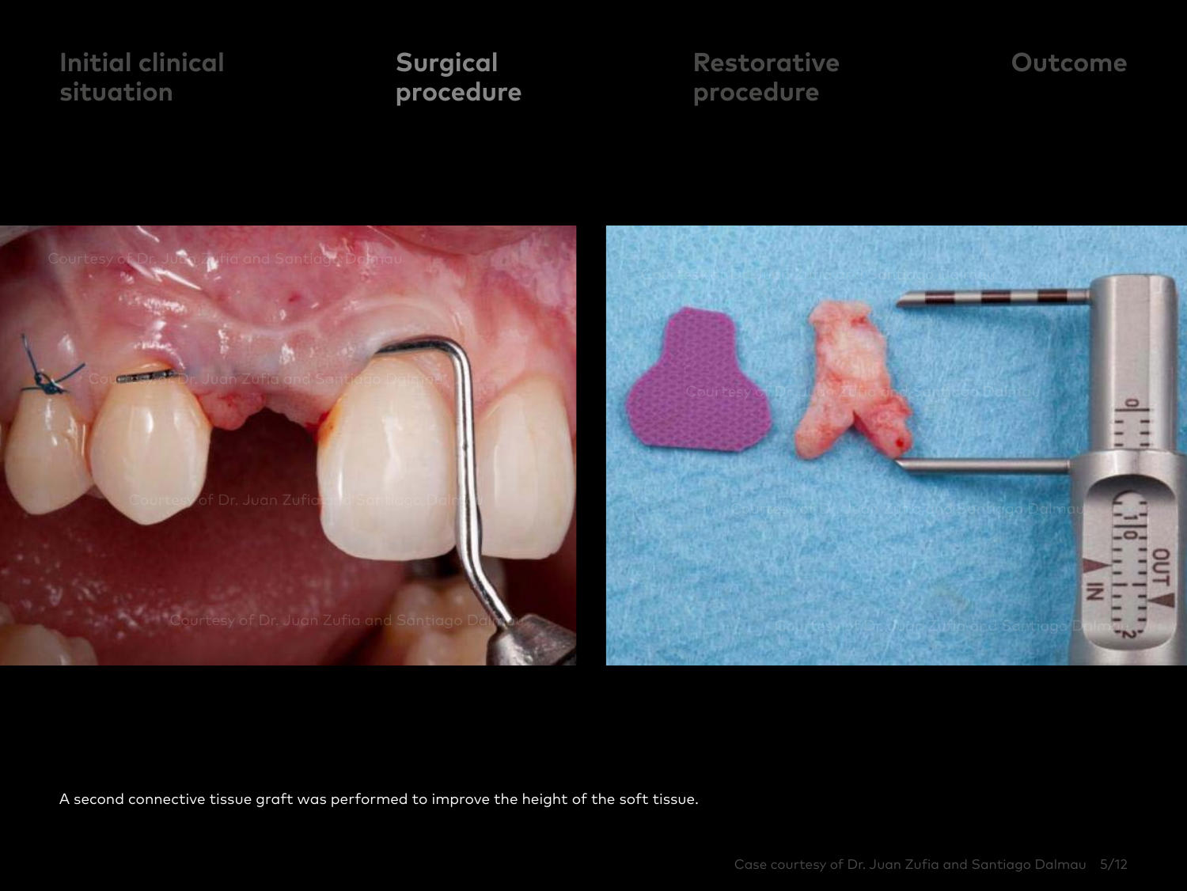Initial clinical situation

**Surgical procedure**

Restorative procedure

Outcome

A second connective tissue graft was performed to improve the height of the soft tissue.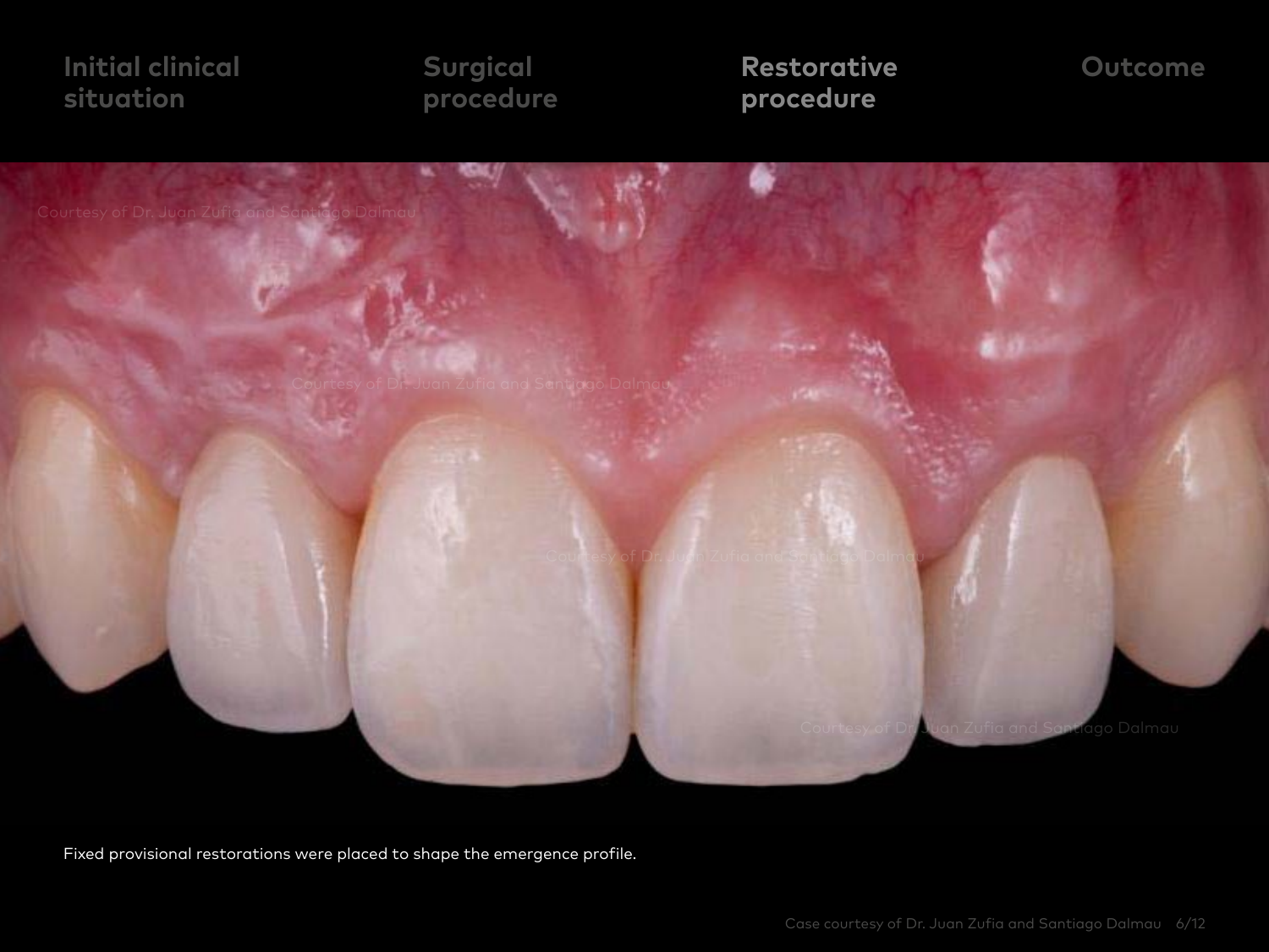Initial clinical situation

Surgical procedure

**Restorative procedure**

Outcome

Fixed provisional restorations were placed to shape the emergence profile.

Case courtesy of Dr. Juan Zufia and Santiago Dalmau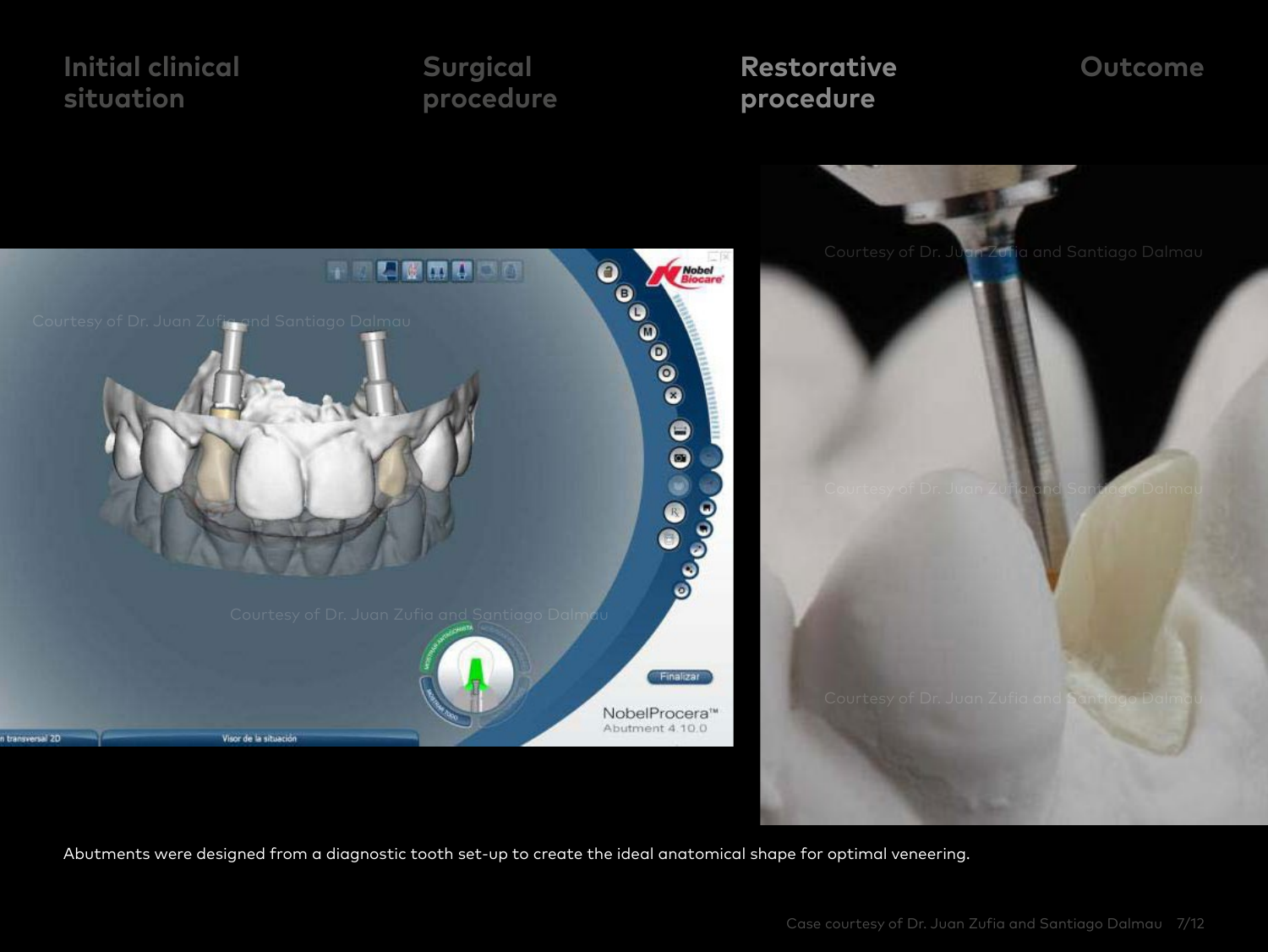Initial clinical situation

Surgical procedure

**Restorative procedure**

Outcome

Abutments were designed from a diagnostic tooth set-up to create the ideal anatomical shape for optimal veneering.

Case courtesy of Dr. Juan Zufia and Santiago Dalmau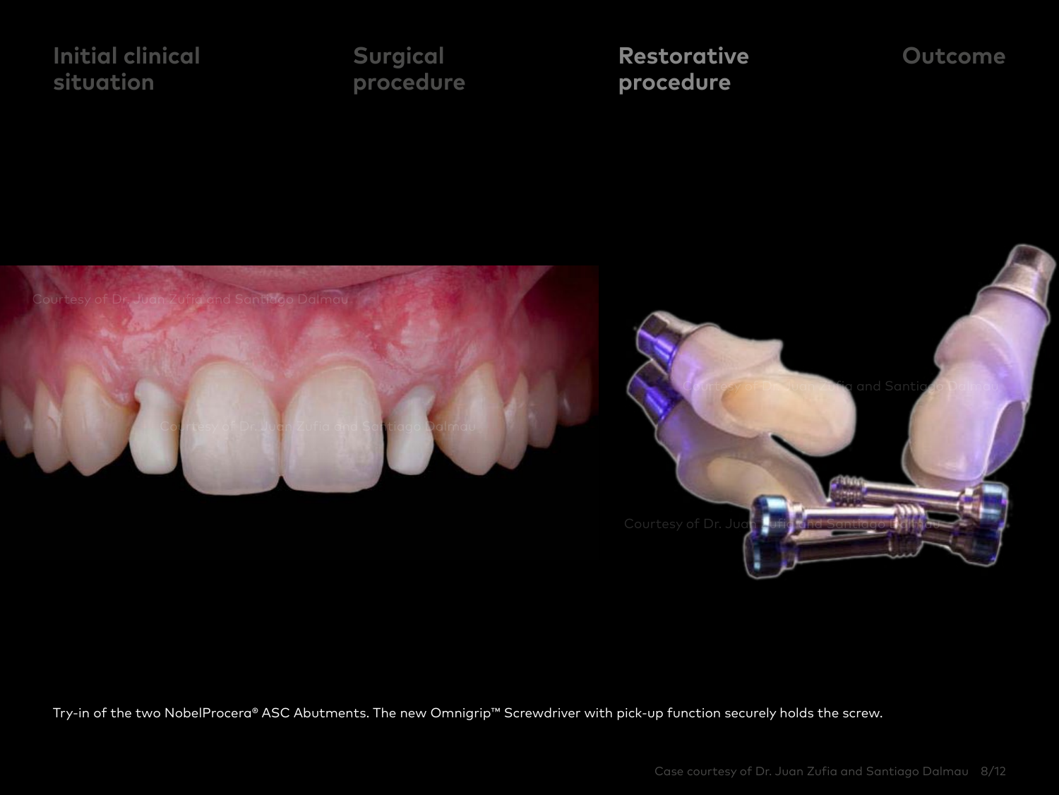Initial clinical situation

Surgical procedure

**Restorative procedure**

Outcome

Try-in of the two NobelProcera® ASC Abutments. The new Omnigrip™ Screwdriver with pick-up function securely holds the screw.

Case courtesy of Dr. Juan Zufia and Santiago Dalmau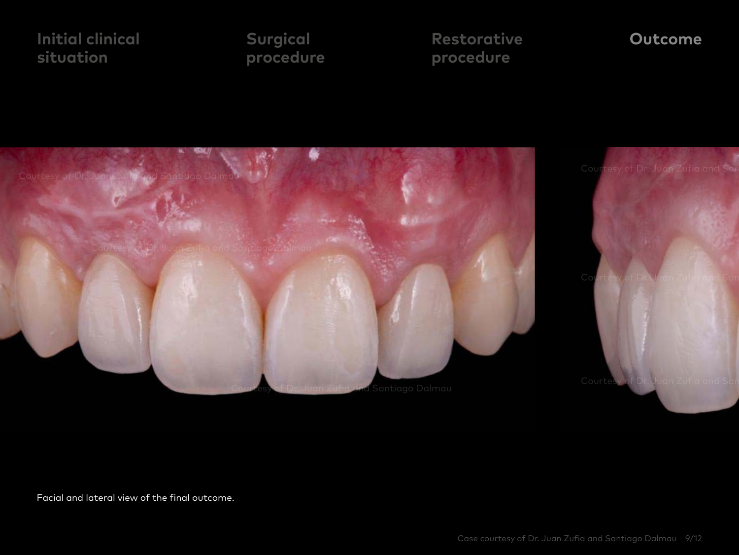Initial clinical situation

Surgical procedure

Restorative procedure

**Outcome**

Facial and lateral view of the final outcome.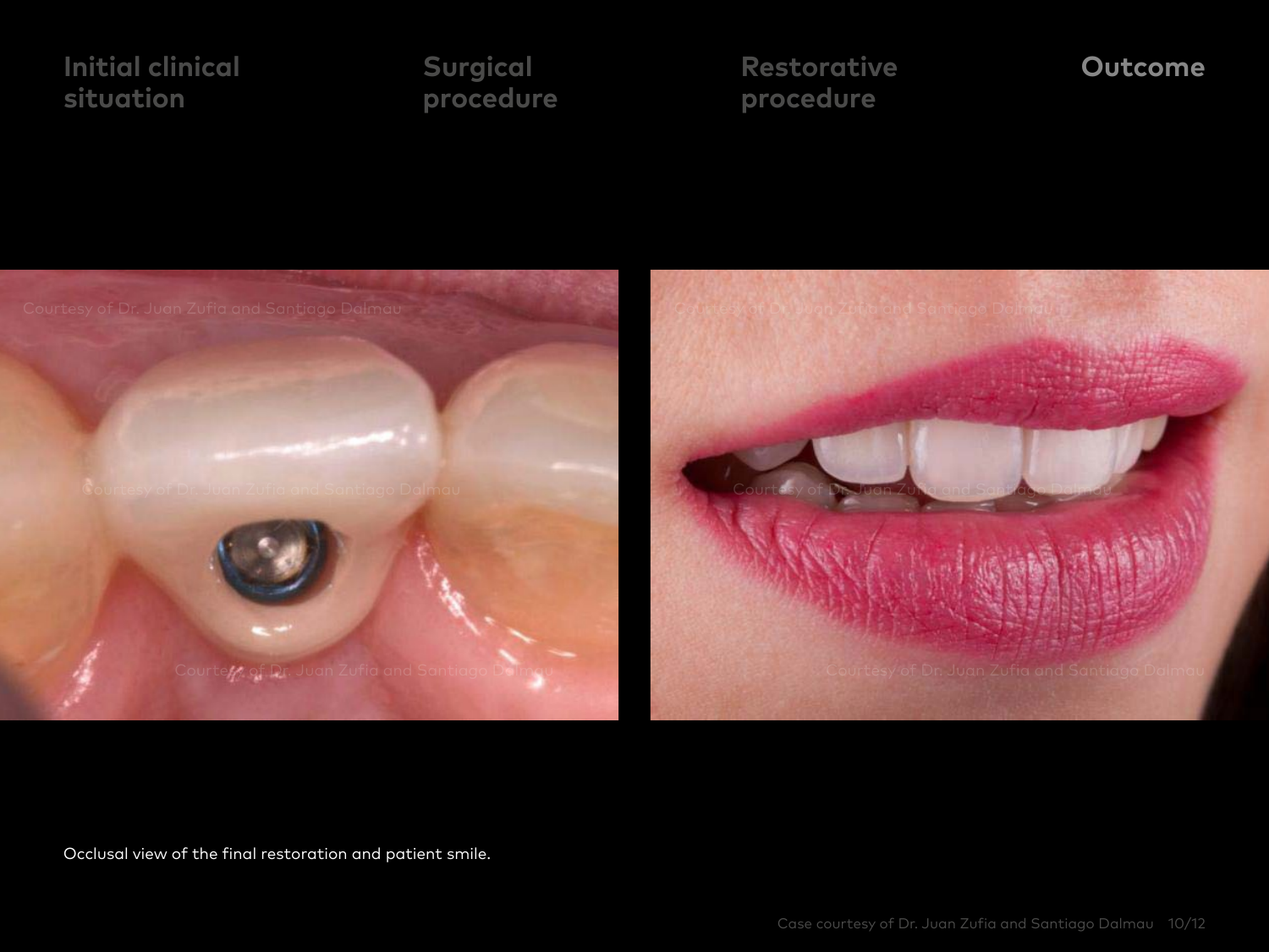Initial clinical situation

Surgical procedure

Restorative procedure

**Outcome**

Occlusal view of the final restoration and patient smile.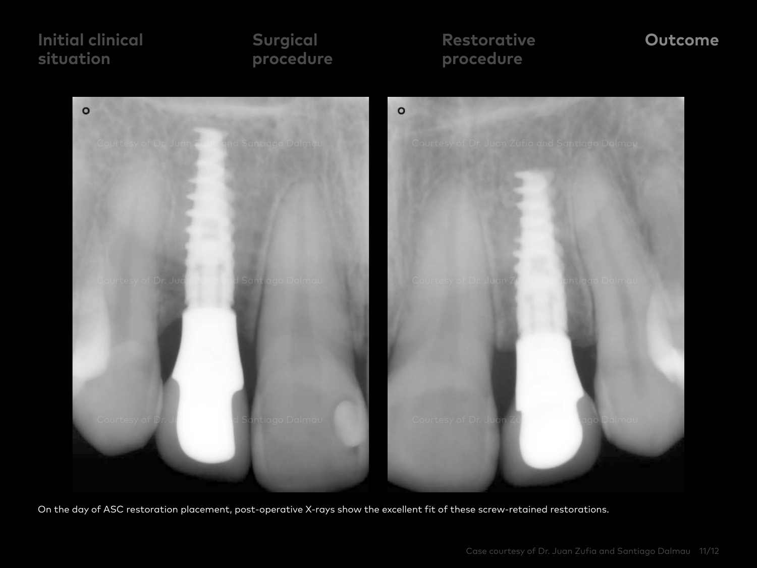Initial clinical situation

Surgical procedure

Restorative procedure

**Outcome**

On the day of ASC restoration placement, post-operative X-rays show the excellent fit of these screw-retained restorations.

Case courtesy of Dr. Juan Zufia and Santiago Dalmau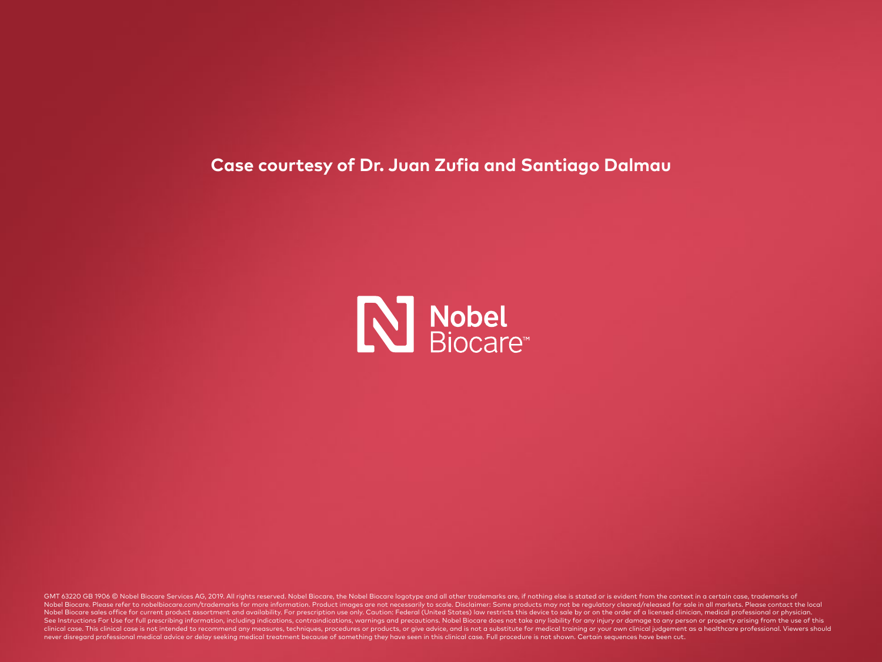**Case courtesy of Dr. Juan Zufia and Santiago Dalmau**

Nobel Biocare™

GMT 63220 GB 1906 © Nobel Biocare Services AG, 2019. All rights reserved. Nobel Biocare, the Nobel Biocare logotype and all other trademarks are, if nothing else is stated or is evident from the context in a certain case, trademarks of Nobel Biocare. Please refer to nobelbiocare.com/trademarks for more information. Product images are not necessarily to scale. Disclaimer: Some products may not be regulatory cleared/released for sale in all markets. Please contact the local Nobel Biocare sales office for current product assortment and availability. For prescription use only. Caution: Federal (United States) law restricts this device to sale by or on the order of a licensed clinician, medical professional or physician. See Instructions For Use for full prescribing information, including indications, contraindications, warnings and precautions. Nobel Biocare does not take any liability for any injury or damage to any person or property arising from the use of this clinical case. This clinical case is not intended to recommend any measures, techniques, procedures or products, or give advice, and is not a substitute for medical training or your own clinical judgement as a healthcare professional. Viewers should never disregard professional medical advice or delay seeking medical treatment because of something they have seen in this clinical case. Full procedure is not shown. Certain sequences have been cut.